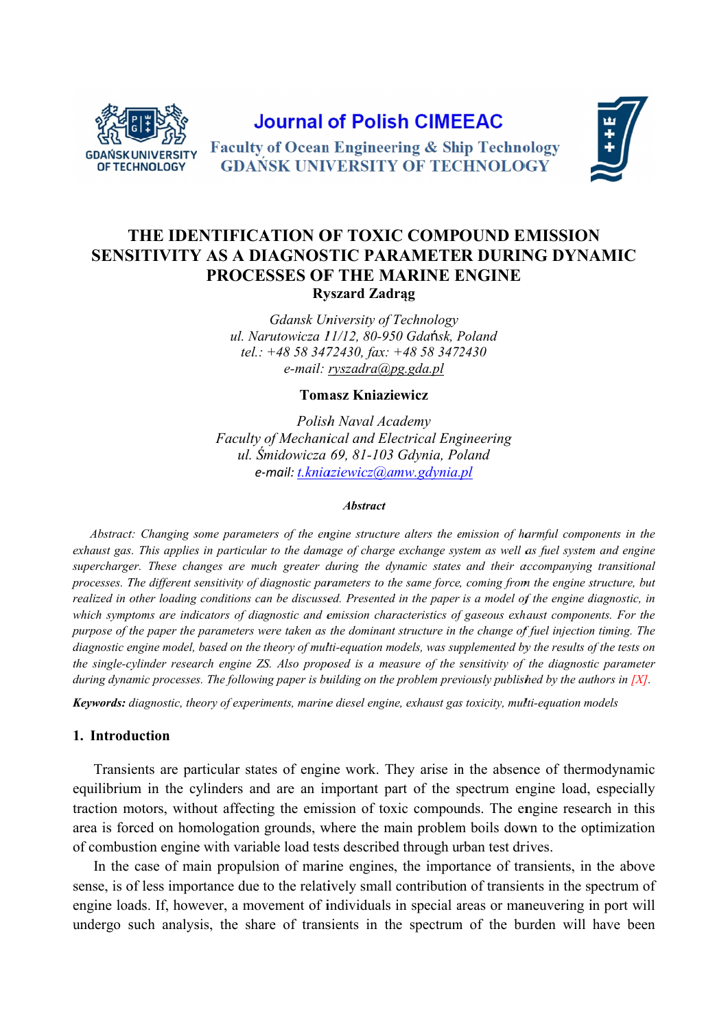Journal of Polish CIMEEAC

Faculty of Ocean Engineering & Ship Technology

GDAŃSK UNIVERSITY OF TECHNOLOGY

# THE IDENTIFICATION OF TOXIC COMPOUND EMISSION SENSITIVITY AS A DIAGNOSTIC PARAMETER DURING DYNAMIC PROCESSES OF THE MARINE ENGINE

**Ryszard Zadrąg**

*Gdansk University of Technology*
*ul. Narutowicza 11/12, 80-950 Gdańsk, Poland*
*tel.: +48 58 3472430, fax: +48 58 3472430*
*e-mail: ryszadra@pg.gda.pl*

**Tomasz Kniaziewicz**

*Polish Naval Academy*
*Faculty of Mechanical and Electrical Engineering*
*ul. Śmidowicza 69, 81-103 Gdynia, Poland*
*e-mail: t.kniaziewicz@amw.gdynia.pl*

***Abstract***

*Abstract: Changing some parameters of the engine structure alters the emission of harmful components in the exhaust gas. This applies in particular to the damage of charge exchange system as well as fuel system and engine supercharger. These changes are much greater during the dynamic states and their accompanying transitional processes. The different sensitivity of diagnostic parameters to the same force, coming from the engine structure, but realized in other loading conditions can be discussed. Presented in the paper is a model of the engine diagnostic, in which symptoms are indicators of diagnostic and emission characteristics of gaseous exhaust components. For the purpose of the paper the parameters were taken as the dominant structure in the change of fuel injection timing. The diagnostic engine model, based on the theory of multi-equation models, was supplemented by the results of the tests on the single-cylinder research engine ZS. Also proposed is a measure of the sensitivity of the diagnostic parameter during dynamic processes. The following paper is building on the problem previously published by the authors in [X].*

***Keywords:*** *diagnostic, theory of experiments, marine diesel engine, exhaust gas toxicity, multi-equation models*

## 1. Introduction

Transients are particular states of engine work. They arise in the absence of thermodynamic equilibrium in the cylinders and are an important part of the spectrum engine load, especially traction motors, without affecting the emission of toxic compounds. The engine research in this area is forced on homologation grounds, where the main problem boils down to the optimization of combustion engine with variable load tests described through urban test drives.

In the case of main propulsion of marine engines, the importance of transients, in the above sense, is of less importance due to the relatively small contribution of transients in the spectrum of engine loads. If, however, a movement of individuals in special areas or maneuvering in port will undergo such analysis, the share of transients in the spectrum of the burden will have been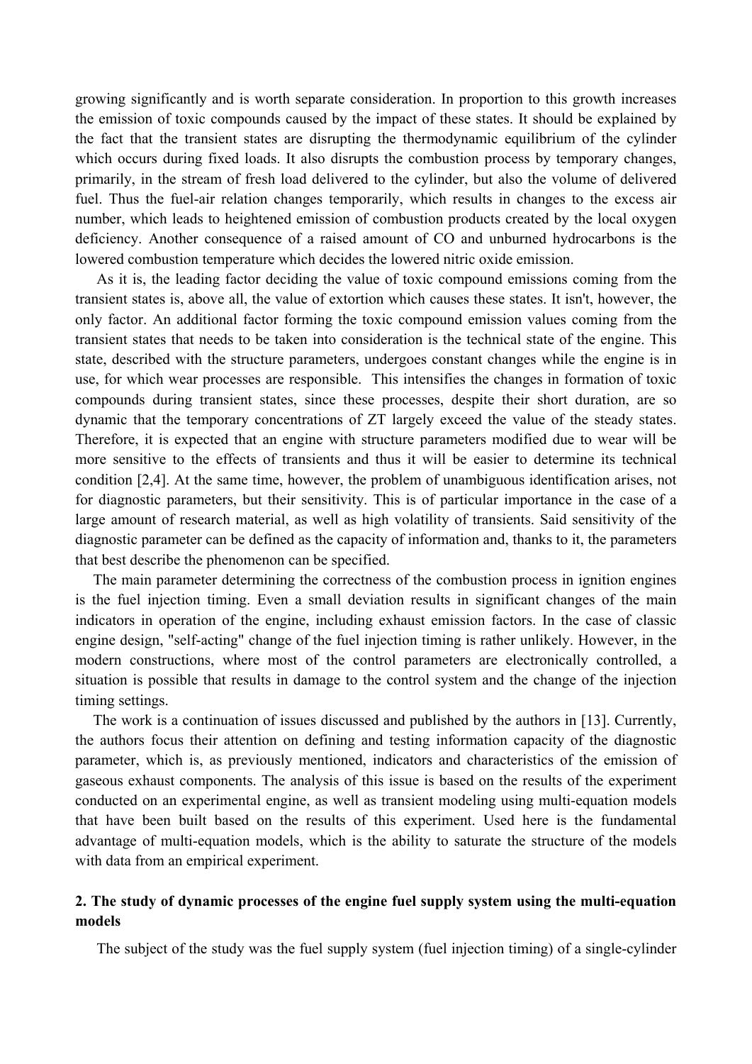growing significantly and is worth separate consideration. In proportion to this growth increases the emission of toxic compounds caused by the impact of these states. It should be explained by the fact that the transient states are disrupting the thermodynamic equilibrium of the cylinder which occurs during fixed loads. It also disrupts the combustion process by temporary changes, primarily, in the stream of fresh load delivered to the cylinder, but also the volume of delivered fuel. Thus the fuel-air relation changes temporarily, which results in changes to the excess air number, which leads to heightened emission of combustion products created by the local oxygen deficiency. Another consequence of a raised amount of CO and unburned hydrocarbons is the lowered combustion temperature which decides the lowered nitric oxide emission.

As it is, the leading factor deciding the value of toxic compound emissions coming from the transient states is, above all, the value of extortion which causes these states. It isn't, however, the only factor. An additional factor forming the toxic compound emission values coming from the transient states that needs to be taken into consideration is the technical state of the engine. This state, described with the structure parameters, undergoes constant changes while the engine is in use, for which wear processes are responsible. This intensifies the changes in formation of toxic compounds during transient states, since these processes, despite their short duration, are so dynamic that the temporary concentrations of ZT largely exceed the value of the steady states. Therefore, it is expected that an engine with structure parameters modified due to wear will be more sensitive to the effects of transients and thus it will be easier to determine its technical condition [2,4]. At the same time, however, the problem of unambiguous identification arises, not for diagnostic parameters, but their sensitivity. This is of particular importance in the case of a large amount of research material, as well as high volatility of transients. Said sensitivity of the diagnostic parameter can be defined as the capacity of information and, thanks to it, the parameters that best describe the phenomenon can be specified.

The main parameter determining the correctness of the combustion process in ignition engines is the fuel injection timing. Even a small deviation results in significant changes of the main indicators in operation of the engine, including exhaust emission factors. In the case of classic engine design, "self-acting" change of the fuel injection timing is rather unlikely. However, in the modern constructions, where most of the control parameters are electronically controlled, a situation is possible that results in damage to the control system and the change of the injection timing settings.

The work is a continuation of issues discussed and published by the authors in [13]. Currently, the authors focus their attention on defining and testing information capacity of the diagnostic parameter, which is, as previously mentioned, indicators and characteristics of the emission of gaseous exhaust components. The analysis of this issue is based on the results of the experiment conducted on an experimental engine, as well as transient modeling using multi-equation models that have been built based on the results of this experiment. Used here is the fundamental advantage of multi-equation models, which is the ability to saturate the structure of the models with data from an empirical experiment.

## 2. The study of dynamic processes of the engine fuel supply system using the multi-equation models

The subject of the study was the fuel supply system (fuel injection timing) of a single-cylinder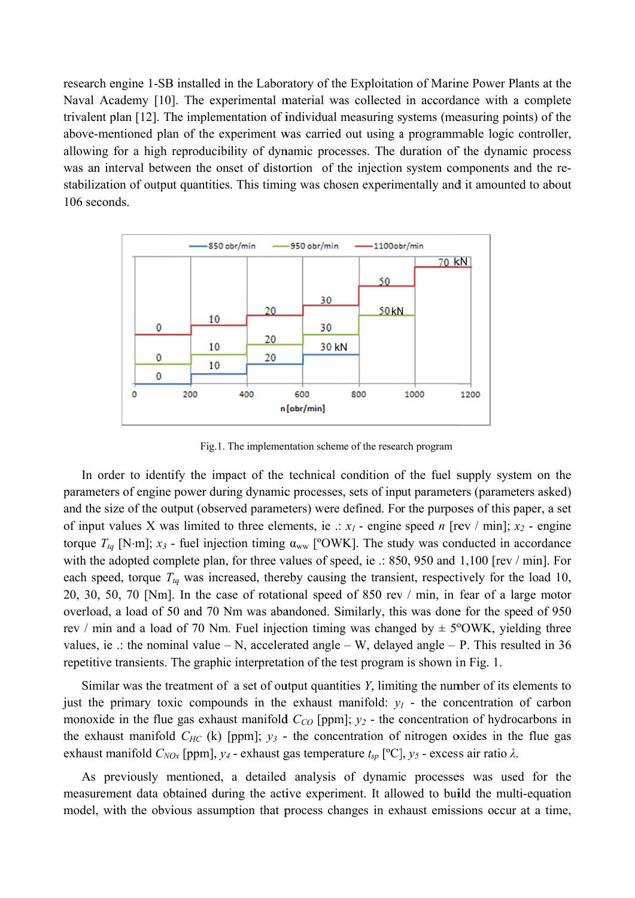research engine 1-SB installed in the Laboratory of the Exploitation of Marine Power Plants at the Naval Academy [10]. The experimental material was collected in accordance with a complete trivalent plan [12]. The implementation of individual measuring systems (measuring points) of the above-mentioned plan of the experiment was carried out using a programmable logic controller, allowing for a high reproducibility of dynamic processes. The duration of the dynamic process was an interval between the onset of distortion of the injection system components and the re-stabilization of output quantities. This timing was chosen experimentally and it amounted to about 106 seconds.

Fig.1. The implementation scheme of the research program

In order to identify the impact of the technical condition of the fuel supply system on the parameters of engine power during dynamic processes, sets of input parameters (parameters asked) and the size of the output (observed parameters) were defined. For the purposes of this paper, a set of input values X was limited to three elements, ie .: $x_1$ - engine speed $n$ [rev / min]; $x_2$ - engine torque $T_{tq}$ [N·m]; $x_3$ - fuel injection timing $\alpha_{ww}$ [ºOWK]. The study was conducted in accordance with the adopted complete plan, for three values of speed, ie .: 850, 950 and 1,100 [rev / min]. For each speed, torque $T_{tq}$ was increased, thereby causing the transient, respectively for the load 10, 20, 30, 50, 70 [Nm]. In the case of rotational speed of 850 rev / min, in fear of a large motor overload, a load of 50 and 70 Nm was abandoned. Similarly, this was done for the speed of 950 rev / min and a load of 70 Nm. Fuel injection timing was changed by ± 5ºOWK, yielding three values, ie .: the nominal value – N, accelerated angle – W, delayed angle – P. This resulted in 36 repetitive transients. The graphic interpretation of the test program is shown in Fig. 1.

Similar was the treatment of a set of output quantities $Y$, limiting the number of its elements to just the primary toxic compounds in the exhaust manifold: $y_1$ - the concentration of carbon monoxide in the flue gas exhaust manifold $C_{CO}$ [ppm]; $y_2$ - the concentration of hydrocarbons in the exhaust manifold $C_{HC}$ (k) [ppm]; $y_3$ - the concentration of nitrogen oxides in the flue gas exhaust manifold $C_{NOx}$ [ppm], $y_4$ - exhaust gas temperature $t_{sp}$ [ºC], $y_5$ - excess air ratio $\lambda$.

As previously mentioned, a detailed analysis of dynamic processes was used for the measurement data obtained during the active experiment. It allowed to build the multi-equation model, with the obvious assumption that process changes in exhaust emissions occur at a time,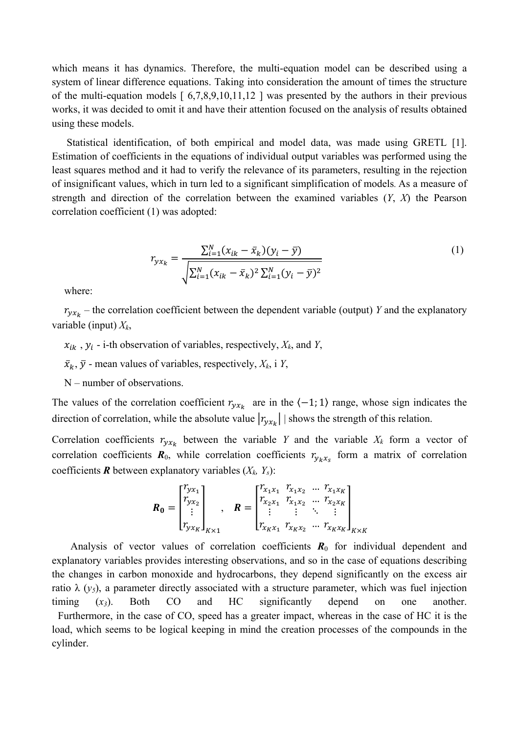which means it has dynamics. Therefore, the multi-equation model can be described using a system of linear difference equations. Taking into consideration the amount of times the structure of the multi-equation models [ 6,7,8,9,10,11,12 ] was presented by the authors in their previous works, it was decided to omit it and have their attention focused on the analysis of results obtained using these models.

Statistical identification, of both empirical and model data, was made using GRETL [1]. Estimation of coefficients in the equations of individual output variables was performed using the least squares method and it had to verify the relevance of its parameters, resulting in the rejection of insignificant values, which in turn led to a significant simplification of models. As a measure of strength and direction of the correlation between the examined variables ($Y$, $X$) the Pearson correlation coefficient (1) was adopted:

$$r_{yx_k} = \frac{\sum_{i=1}^{N}(x_{ik} - \bar{x}_k)(y_i - \bar{y})}{\sqrt{\sum_{i=1}^{N}(x_{ik} - \bar{x}_k)^2 \sum_{i=1}^{N}(y_i - \bar{y})^2}} \tag{1}$$

where:

$r_{yx_k}$ – the correlation coefficient between the dependent variable (output) $Y$ and the explanatory variable (input) $X_k$,

$x_{ik}$ , $y_i$ - i-th observation of variables, respectively, $X_k$, and $Y$,

$\bar{x}_k$, $\bar{y}$ - mean values of variables, respectively, $X_k$, i $Y$,

N – number of observations.

The values of the correlation coefficient $r_{yx_k}$ are in the $\langle -1; 1 \rangle$ range, whose sign indicates the direction of correlation, while the absolute value $|r_{yx_k}|$ | shows the strength of this relation.

Correlation coefficients $r_{yx_k}$ between the variable $Y$ and the variable $X_k$ form a vector of correlation coefficients $\boldsymbol{R}_0$, while correlation coefficients $r_{y_k x_s}$ form a matrix of correlation coefficients $\boldsymbol{R}$ between explanatory variables ($X_k$, $Y_s$):

$$\boldsymbol{R_0} = \begin{bmatrix} r_{yx_1} \\ r_{yx_2} \\ \vdots \\ r_{yx_K} \end{bmatrix}_{K \times 1} , \quad \boldsymbol{R} = \begin{bmatrix} r_{x_1x_1} & r_{x_1x_2} & \cdots & r_{x_1x_K} \\ r_{x_2x_1} & r_{x_1x_2} & \cdots & r_{x_2x_K} \\ \vdots & \vdots & \ddots & \vdots \\ r_{x_Kx_1} & r_{x_Kx_2} & \cdots & r_{x_Kx_K} \end{bmatrix}_{K \times K}$$

Analysis of vector values of correlation coefficients $\boldsymbol{R}_0$ for individual dependent and explanatory variables provides interesting observations, and so in the case of equations describing the changes in carbon monoxide and hydrocarbons, they depend significantly on the excess air ratio λ ($y_5$), a parameter directly associated with a structure parameter, which was fuel injection timing ($x_3$). Both CO and HC significantly depend on one another. Furthermore, in the case of CO, speed has a greater impact, whereas in the case of HC it is the load, which seems to be logical keeping in mind the creation processes of the compounds in the cylinder.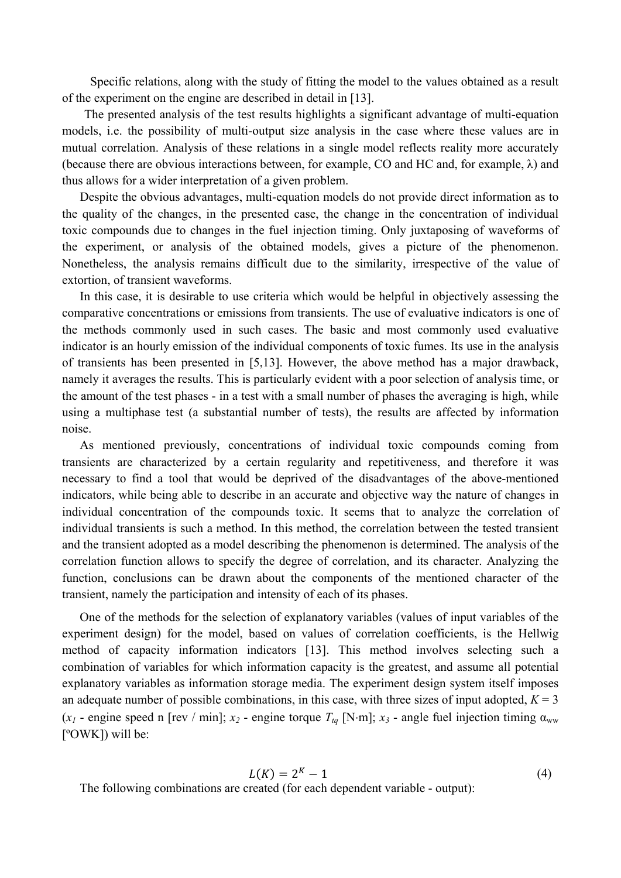Specific relations, along with the study of fitting the model to the values obtained as a result of the experiment on the engine are described in detail in [13].

The presented analysis of the test results highlights a significant advantage of multi-equation models, i.e. the possibility of multi-output size analysis in the case where these values are in mutual correlation. Analysis of these relations in a single model reflects reality more accurately (because there are obvious interactions between, for example, CO and HC and, for example, λ) and thus allows for a wider interpretation of a given problem.

Despite the obvious advantages, multi-equation models do not provide direct information as to the quality of the changes, in the presented case, the change in the concentration of individual toxic compounds due to changes in the fuel injection timing. Only juxtaposing of waveforms of the experiment, or analysis of the obtained models, gives a picture of the phenomenon. Nonetheless, the analysis remains difficult due to the similarity, irrespective of the value of extortion, of transient waveforms.

In this case, it is desirable to use criteria which would be helpful in objectively assessing the comparative concentrations or emissions from transients. The use of evaluative indicators is one of the methods commonly used in such cases. The basic and most commonly used evaluative indicator is an hourly emission of the individual components of toxic fumes. Its use in the analysis of transients has been presented in [5,13]. However, the above method has a major drawback, namely it averages the results. This is particularly evident with a poor selection of analysis time, or the amount of the test phases - in a test with a small number of phases the averaging is high, while using a multiphase test (a substantial number of tests), the results are affected by information noise.

As mentioned previously, concentrations of individual toxic compounds coming from transients are characterized by a certain regularity and repetitiveness, and therefore it was necessary to find a tool that would be deprived of the disadvantages of the above-mentioned indicators, while being able to describe in an accurate and objective way the nature of changes in individual concentration of the compounds toxic. It seems that to analyze the correlation of individual transients is such a method. In this method, the correlation between the tested transient and the transient adopted as a model describing the phenomenon is determined. The analysis of the correlation function allows to specify the degree of correlation, and its character. Analyzing the function, conclusions can be drawn about the components of the mentioned character of the transient, namely the participation and intensity of each of its phases.

One of the methods for the selection of explanatory variables (values of input variables of the experiment design) for the model, based on values of correlation coefficients, is the Hellwig method of capacity information indicators [13]. This method involves selecting such a combination of variables for which information capacity is the greatest, and assume all potential explanatory variables as information storage media. The experiment design system itself imposes an adequate number of possible combinations, in this case, with three sizes of input adopted, $K = 3$ ($x_1$ - engine speed n [rev / min]; $x_2$ - engine torque $T_{tq}$ [N·m]; $x_3$ - angle fuel injection timing $\alpha_{ww}$ [ºOWK]) will be:

$$L(K) = 2^K - 1 \tag{4}$$

The following combinations are created (for each dependent variable - output):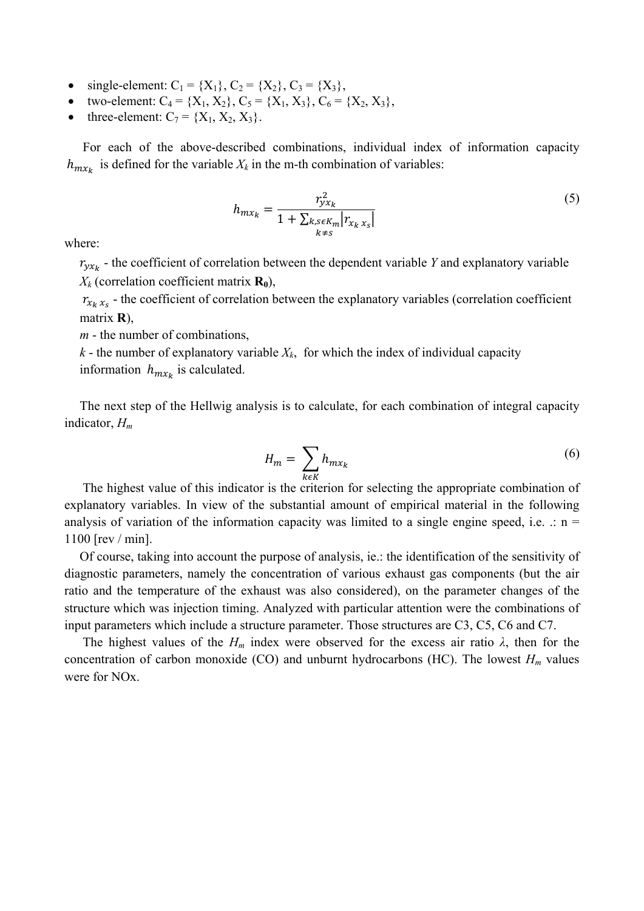- single-element: $C_1 = \{X_1\}$, $C_2 = \{X_2\}$, $C_3 = \{X_3\}$,
- two-element: $C_4 = \{X_1, X_2\}$, $C_5 = \{X_1, X_3\}$, $C_6 = \{X_2, X_3\}$,
- three-element: $C_7 = \{X_1, X_2, X_3\}$.

For each of the above-described combinations, individual index of information capacity $h_{mx_k}$ is defined for the variable $X_k$ in the m-th combination of variables:

$$h_{mx_k} = \frac{r_{yx_k}^2}{1 + \sum_{\substack{k,s \epsilon K_m \\ k \neq s}} \left| r_{x_k x_s} \right|} \tag{5}$$

where:

$r_{yx_k}$ - the coefficient of correlation between the dependent variable $Y$ and explanatory variable $X_k$ (correlation coefficient matrix $\mathbf{R_0}$),

$r_{x_k x_s}$ - the coefficient of correlation between the explanatory variables (correlation coefficient matrix $\mathbf{R}$),

$m$ - the number of combinations,

$k$ - the number of explanatory variable $X_k$, for which the index of individual capacity information $h_{mx_k}$ is calculated.

The next step of the Hellwig analysis is to calculate, for each combination of integral capacity indicator, $H_m$

$$H_m = \sum_{k \epsilon K} h_{mx_k} \tag{6}$$

The highest value of this indicator is the criterion for selecting the appropriate combination of explanatory variables. In view of the substantial amount of empirical material in the following analysis of variation of the information capacity was limited to a single engine speed, i.e. .: n = 1100 [rev / min].

Of course, taking into account the purpose of analysis, ie.: the identification of the sensitivity of diagnostic parameters, namely the concentration of various exhaust gas components (but the air ratio and the temperature of the exhaust was also considered), on the parameter changes of the structure which was injection timing. Analyzed with particular attention were the combinations of input parameters which include a structure parameter. Those structures are C3, C5, C6 and C7.

The highest values of the $H_m$ index were observed for the excess air ratio $\lambda$, then for the concentration of carbon monoxide (CO) and unburnt hydrocarbons (HC). The lowest $H_m$ values were for NOx.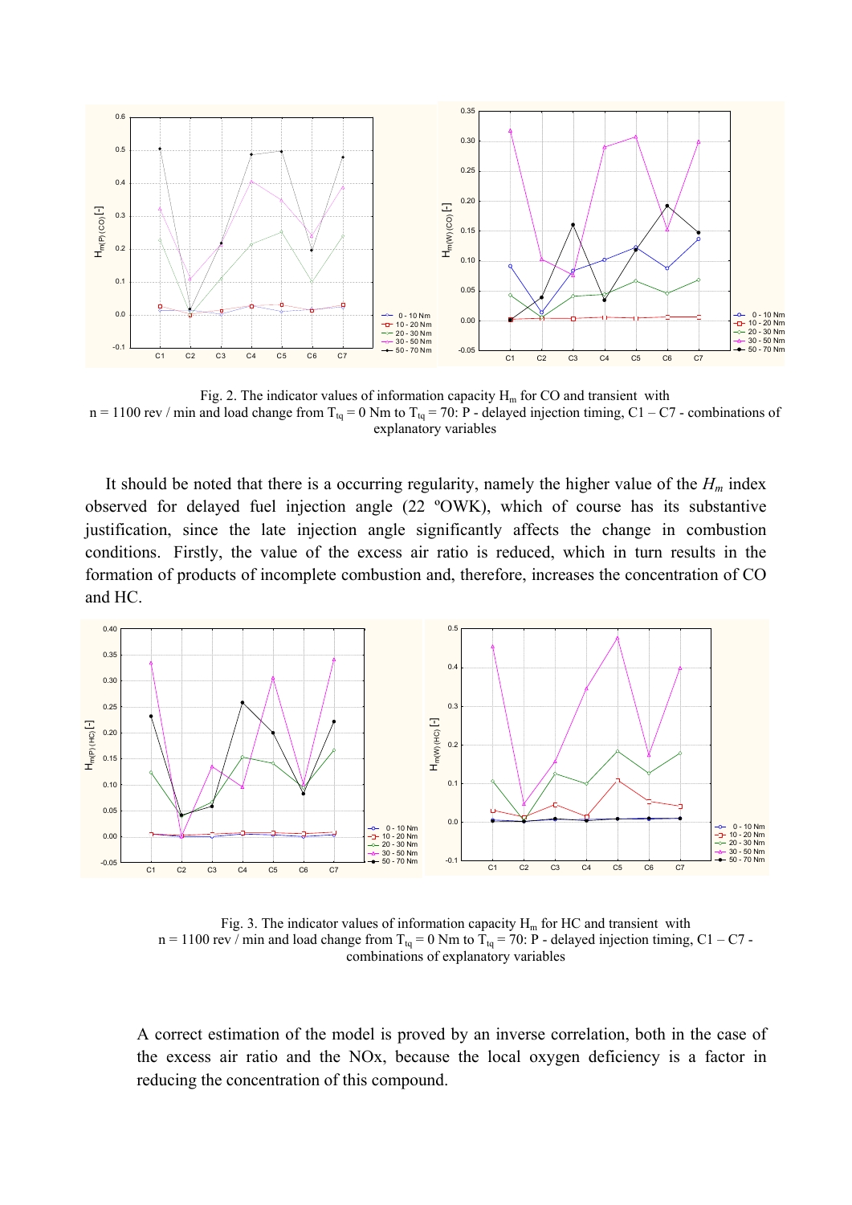Fig. 2. The indicator values of information capacity $H_m$ for CO and transient with n = 1100 rev / min and load change from $T_{tq}$ = 0 Nm to $T_{tq}$ = 70: P - delayed injection timing, C1 – C7 - combinations of explanatory variables

It should be noted that there is a occurring regularity, namely the higher value of the $H_m$ index observed for delayed fuel injection angle (22 ºOWK), which of course has its substantive justification, since the late injection angle significantly affects the change in combustion conditions. Firstly, the value of the excess air ratio is reduced, which in turn results in the formation of products of incomplete combustion and, therefore, increases the concentration of CO and HC.

Fig. 3. The indicator values of information capacity $H_m$ for HC and transient with n = 1100 rev / min and load change from $T_{tq}$ = 0 Nm to $T_{tq}$ = 70: P - delayed injection timing, C1 – C7 - combinations of explanatory variables

A correct estimation of the model is proved by an inverse correlation, both in the case of the excess air ratio and the NOx, because the local oxygen deficiency is a factor in reducing the concentration of this compound.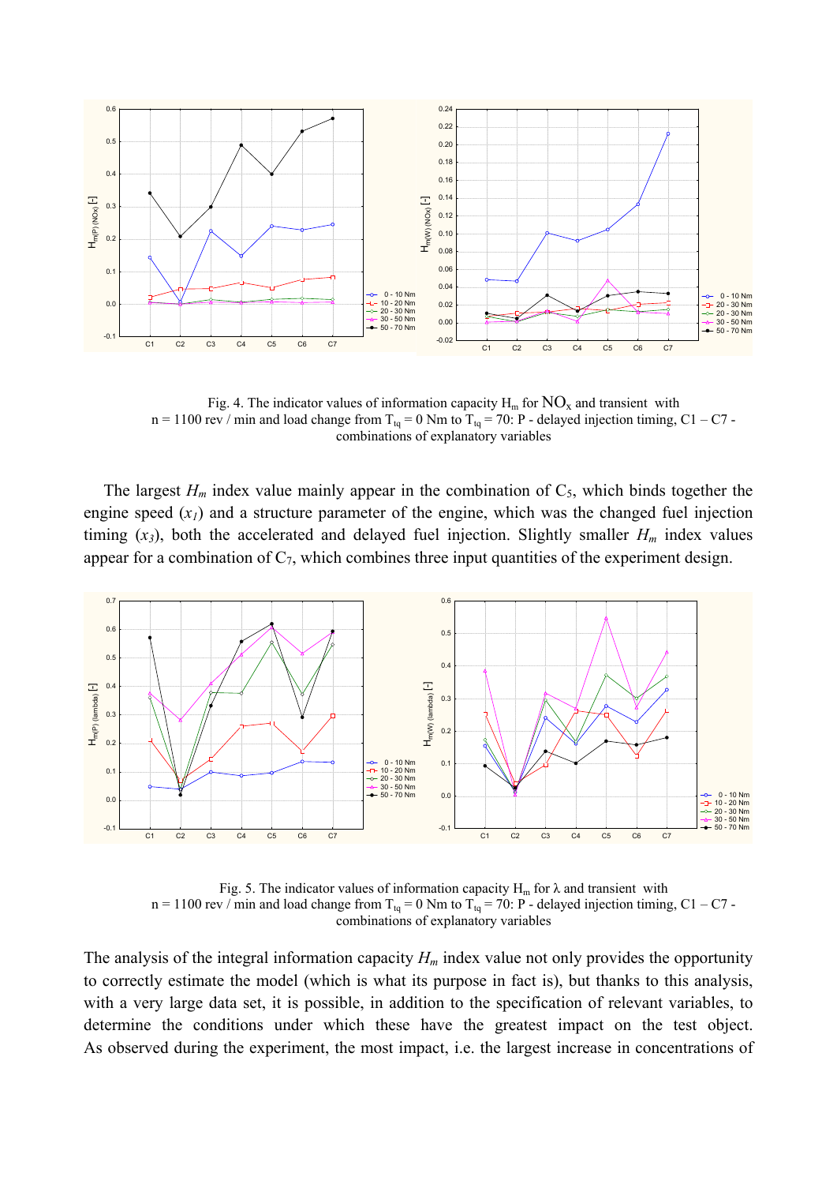Fig. 4. The indicator values of information capacity $H_m$ for $NO_x$ and transient with n = 1100 rev / min and load change from $T_{tq}$ = 0 Nm to $T_{tq}$ = 70: P - delayed injection timing, C1 – C7 - combinations of explanatory variables

The largest $H_m$ index value mainly appear in the combination of $C_5$, which binds together the engine speed ($x_1$) and a structure parameter of the engine, which was the changed fuel injection timing ($x_3$), both the accelerated and delayed fuel injection. Slightly smaller $H_m$ index values appear for a combination of $C_7$, which combines three input quantities of the experiment design.

Fig. 5. The indicator values of information capacity $H_m$ for λ and transient with n = 1100 rev / min and load change from $T_{tq}$ = 0 Nm to $T_{tq}$ = 70: P - delayed injection timing, C1 – C7 - combinations of explanatory variables

The analysis of the integral information capacity $H_m$ index value not only provides the opportunity to correctly estimate the model (which is what its purpose in fact is), but thanks to this analysis, with a very large data set, it is possible, in addition to the specification of relevant variables, to determine the conditions under which these have the greatest impact on the test object. As observed during the experiment, the most impact, i.e. the largest increase in concentrations of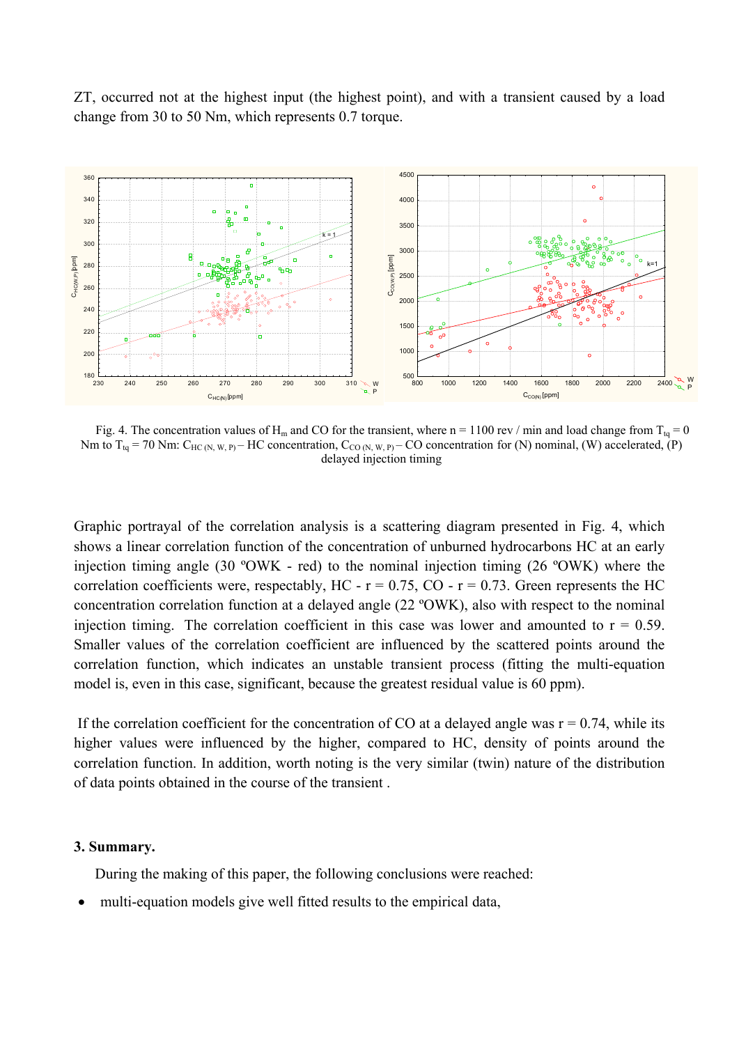ZT, occurred not at the highest input (the highest point), and with a transient caused by a load change from 30 to 50 Nm, which represents 0.7 torque.

Fig. 4. The concentration values of $H_m$ and CO for the transient, where n = 1100 rev / min and load change from $T_{tq}$ = 0 Nm to $T_{tq}$ = 70 Nm: $C_{HC\,(N,\,W,\,P)}$ – HC concentration, $C_{CO\,(N,\,W,\,P)}$ – CO concentration for (N) nominal, (W) accelerated, (P) delayed injection timing

Graphic portrayal of the correlation analysis is a scattering diagram presented in Fig. 4, which shows a linear correlation function of the concentration of unburned hydrocarbons HC at an early injection timing angle (30 ºOWK - red) to the nominal injection timing (26 ºOWK) where the correlation coefficients were, respectably, HC - r = 0.75, CO - r = 0.73. Green represents the HC concentration correlation function at a delayed angle (22 ºOWK), also with respect to the nominal injection timing. The correlation coefficient in this case was lower and amounted to r = 0.59. Smaller values of the correlation coefficient are influenced by the scattered points around the correlation function, which indicates an unstable transient process (fitting the multi-equation model is, even in this case, significant, because the greatest residual value is 60 ppm).

If the correlation coefficient for the concentration of CO at a delayed angle was r = 0.74, while its higher values were influenced by the higher, compared to HC, density of points around the correlation function. In addition, worth noting is the very similar (twin) nature of the distribution of data points obtained in the course of the transient .

### 3. Summary.

During the making of this paper, the following conclusions were reached:

- multi-equation models give well fitted results to the empirical data,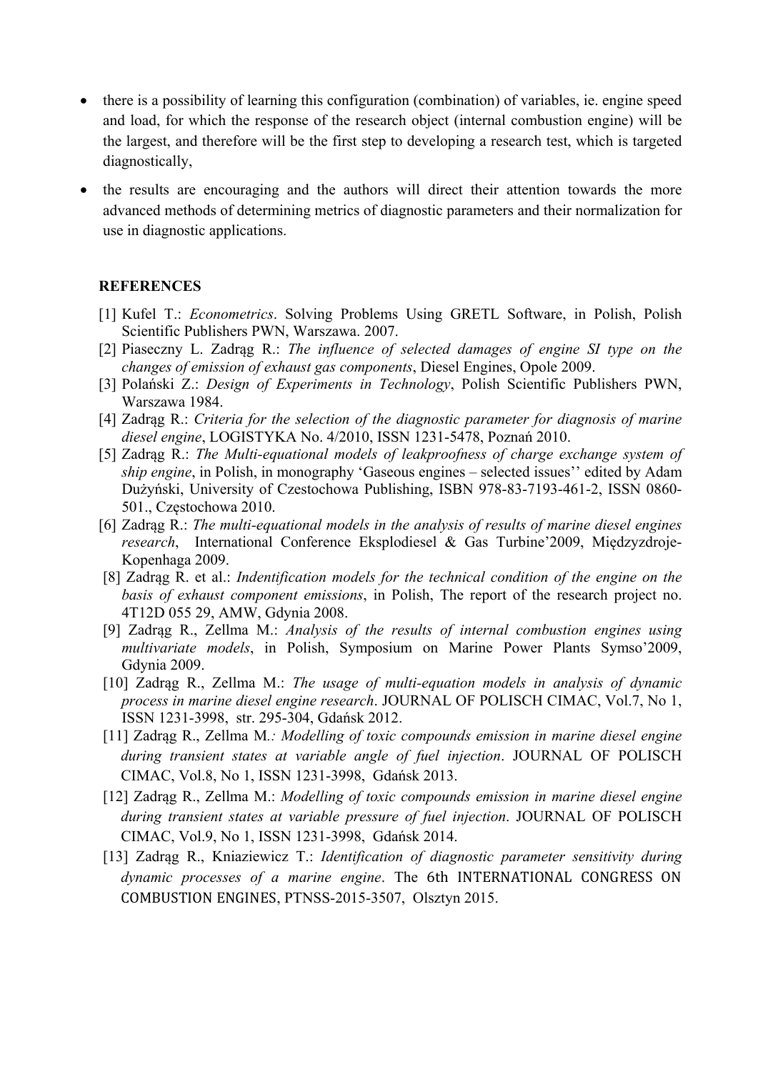- there is a possibility of learning this configuration (combination) of variables, ie. engine speed and load, for which the response of the research object (internal combustion engine) will be the largest, and therefore will be the first step to developing a research test, which is targeted diagnostically,
- the results are encouraging and the authors will direct their attention towards the more advanced methods of determining metrics of diagnostic parameters and their normalization for use in diagnostic applications.

**REFERENCES**

[1] Kufel T.: *Econometrics*. Solving Problems Using GRETL Software, in Polish, Polish Scientific Publishers PWN, Warszawa. 2007.

[2] Piaseczny L. Zadrąg R.: *The influence of selected damages of engine SI type on the changes of emission of exhaust gas components*, Diesel Engines, Opole 2009.

[3] Polański Z.: *Design of Experiments in Technology*, Polish Scientific Publishers PWN, Warszawa 1984.

[4] Zadrąg R.: *Criteria for the selection of the diagnostic parameter for diagnosis of marine diesel engine*, LOGISTYKA No. 4/2010, ISSN 1231-5478, Poznań 2010.

[5] Zadrąg R.: *The Multi-equational models of leakproofness of charge exchange system of ship engine*, in Polish, in monography 'Gaseous engines – selected issues'' edited by Adam Dużyński, University of Czestochowa Publishing, ISBN 978-83-7193-461-2, ISSN 0860-501., Częstochowa 2010.

[6] Zadrąg R.: *The multi-equational models in the analysis of results of marine diesel engines research*, International Conference Eksplodiesel & Gas Turbine'2009, Międzyzdroje-Kopenhaga 2009.

[8] Zadrąg R. et al.: *Indentification models for the technical condition of the engine on the basis of exhaust component emissions*, in Polish, The report of the research project no. 4T12D 055 29, AMW, Gdynia 2008.

[9] Zadrąg R., Zellma M.: *Analysis of the results of internal combustion engines using multivariate models*, in Polish, Symposium on Marine Power Plants Symso'2009, Gdynia 2009.

[10] Zadrąg R., Zellma M.: *The usage of multi-equation models in analysis of dynamic process in marine diesel engine research*. JOURNAL OF POLISCH CIMAC, Vol.7, No 1, ISSN 1231-3998, str. 295-304, Gdańsk 2012.

[11] Zadrąg R., Zellma M.*: Modelling of toxic compounds emission in marine diesel engine during transient states at variable angle of fuel injection*. JOURNAL OF POLISCH CIMAC, Vol.8, No 1, ISSN 1231-3998, Gdańsk 2013.

[12] Zadrąg R., Zellma M.: *Modelling of toxic compounds emission in marine diesel engine during transient states at variable pressure of fuel injection*. JOURNAL OF POLISCH CIMAC, Vol.9, No 1, ISSN 1231-3998, Gdańsk 2014.

[13] Zadrąg R., Kniaziewicz T.: *Identification of diagnostic parameter sensitivity during dynamic processes of a marine engine*. The 6th INTERNATIONAL CONGRESS ON COMBUSTION ENGINES, PTNSS-2015-3507, Olsztyn 2015.